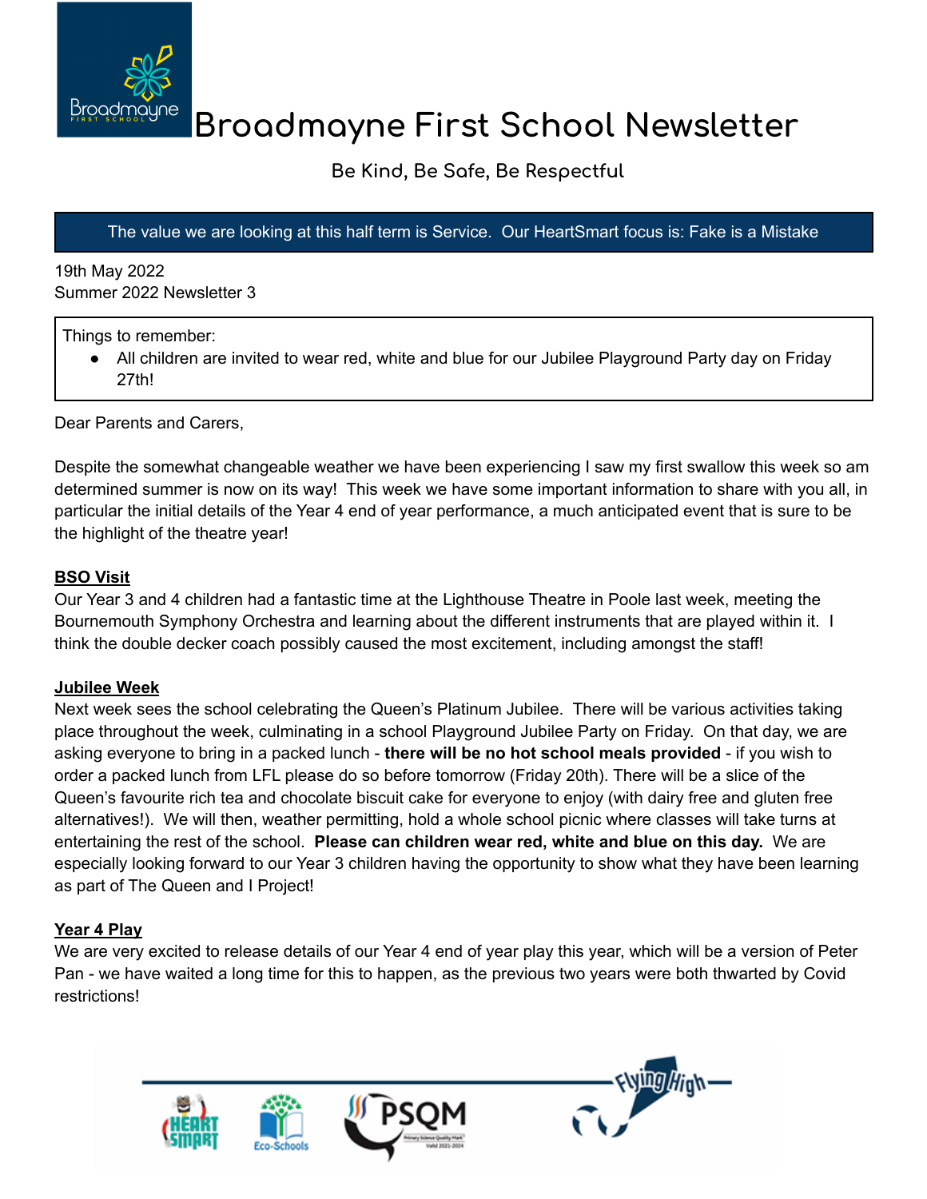# Broadmayne First School Newsletter

**Be Kind, Be Safe, Be Respectful**

The value we are looking at this half term is Service. Our HeartSmart focus is: Fake is a Mistake

19th May 2022
Summer 2022 Newsletter 3

Things to remember:

- All children are invited to wear red, white and blue for our Jubilee Playground Party day on Friday 27th!

Dear Parents and Carers,

Despite the somewhat changeable weather we have been experiencing I saw my first swallow this week so am determined summer is now on its way! This week we have some important information to share with you all, in particular the initial details of the Year 4 end of year performance, a much anticipated event that is sure to be the highlight of the theatre year!

## BSO Visit

Our Year 3 and 4 children had a fantastic time at the Lighthouse Theatre in Poole last week, meeting the Bournemouth Symphony Orchestra and learning about the different instruments that are played within it. I think the double decker coach possibly caused the most excitement, including amongst the staff!

## Jubilee Week

Next week sees the school celebrating the Queen's Platinum Jubilee. There will be various activities taking place throughout the week, culminating in a school Playground Jubilee Party on Friday. On that day, we are asking everyone to bring in a packed lunch - **there will be no hot school meals provided** - if you wish to order a packed lunch from LFL please do so before tomorrow (Friday 20th). There will be a slice of the Queen's favourite rich tea and chocolate biscuit cake for everyone to enjoy (with dairy free and gluten free alternatives!). We will then, weather permitting, hold a whole school picnic where classes will take turns at entertaining the rest of the school. **Please can children wear red, white and blue on this day.** We are especially looking forward to our Year 3 children having the opportunity to show what they have been learning as part of The Queen and I Project!

## Year 4 Play

We are very excited to release details of our Year 4 end of year play this year, which will be a version of Peter Pan - we have waited a long time for this to happen, as the previous two years were both thwarted by Covid restrictions!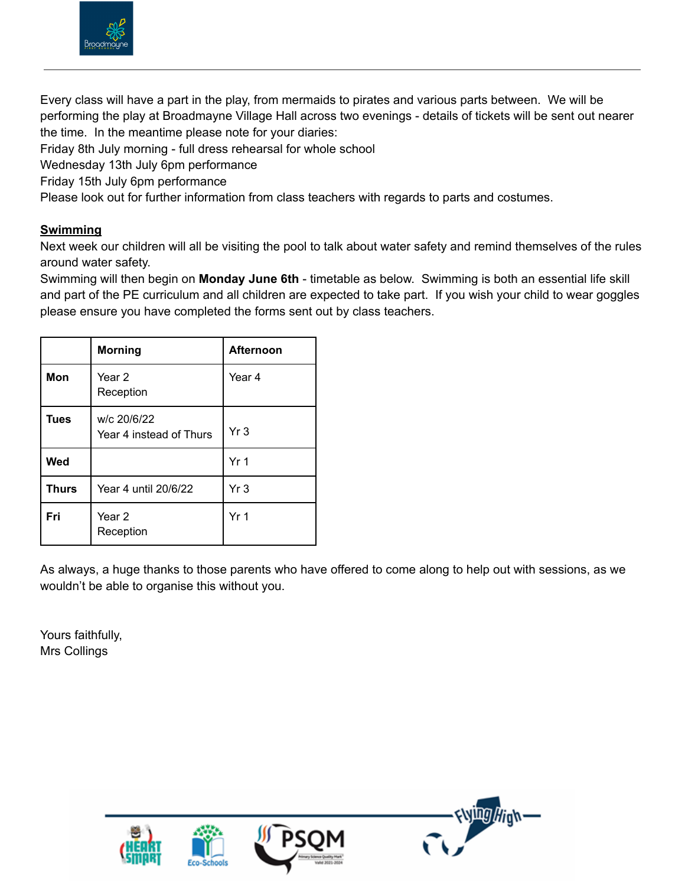Every class will have a part in the play, from mermaids to pirates and various parts between. We will be performing the play at Broadmayne Village Hall across two evenings - details of tickets will be sent out nearer the time. In the meantime please note for your diaries:

Friday 8th July morning - full dress rehearsal for whole school
Wednesday 13th July 6pm performance
Friday 15th July 6pm performance
Please look out for further information from class teachers with regards to parts and costumes.

## Swimming

Next week our children will all be visiting the pool to talk about water safety and remind themselves of the rules around water safety.

Swimming will then begin on **Monday June 6th** - timetable as below. Swimming is both an essential life skill and part of the PE curriculum and all children are expected to take part. If you wish your child to wear goggles please ensure you have completed the forms sent out by class teachers.

| | **Morning** | **Afternoon** |
|---|---|---|
| **Mon** | Year 2<br>Reception | Year 4 |
| **Tues** | w/c 20/6/22<br>Year 4 instead of Thurs | Yr 3 |
| **Wed** | | Yr 1 |
| **Thurs** | Year 4 until 20/6/22 | Yr 3 |
| **Fri** | Year 2<br>Reception | Yr 1 |

As always, a huge thanks to those parents who have offered to come along to help out with sessions, as we wouldn't be able to organise this without you.

Yours faithfully,
Mrs Collings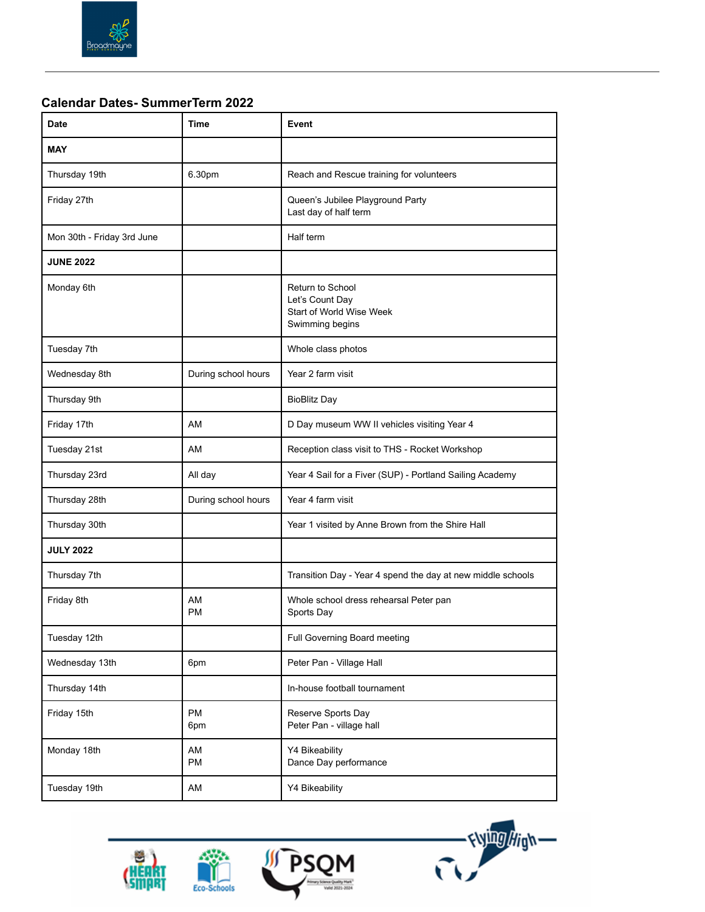## Calendar Dates- SummerTerm 2022

| Date | Time | Event |
|---|---|---|
| **MAY** | | |
| Thursday 19th | 6.30pm | Reach and Rescue training for volunteers |
| Friday 27th | | Queen's Jubilee Playground Party<br>Last day of half term |
| Mon 30th - Friday 3rd June | | Half term |
| **JUNE 2022** | | |
| Monday 6th | | Return to School<br>Let's Count Day<br>Start of World Wise Week<br>Swimming begins |
| Tuesday 7th | | Whole class photos |
| Wednesday 8th | During school hours | Year 2 farm visit |
| Thursday 9th | | BioBlitz Day |
| Friday 17th | AM | D Day museum WW II vehicles visiting Year 4 |
| Tuesday 21st | AM | Reception class visit to THS - Rocket Workshop |
| Thursday 23rd | All day | Year 4 Sail for a Fiver (SUP) - Portland Sailing Academy |
| Thursday 28th | During school hours | Year 4 farm visit |
| Thursday 30th | | Year 1 visited by Anne Brown from the Shire Hall |
| **JULY 2022** | | |
| Thursday 7th | | Transition Day - Year 4 spend the day at new middle schools |
| Friday 8th | AM<br>PM | Whole school dress rehearsal Peter pan<br>Sports Day |
| Tuesday 12th | | Full Governing Board meeting |
| Wednesday 13th | 6pm | Peter Pan - Village Hall |
| Thursday 14th | | In-house football tournament |
| Friday 15th | PM<br>6pm | Reserve Sports Day<br>Peter Pan - village hall |
| Monday 18th | AM<br>PM | Y4 Bikeability<br>Dance Day performance |
| Tuesday 19th | AM | Y4 Bikeability |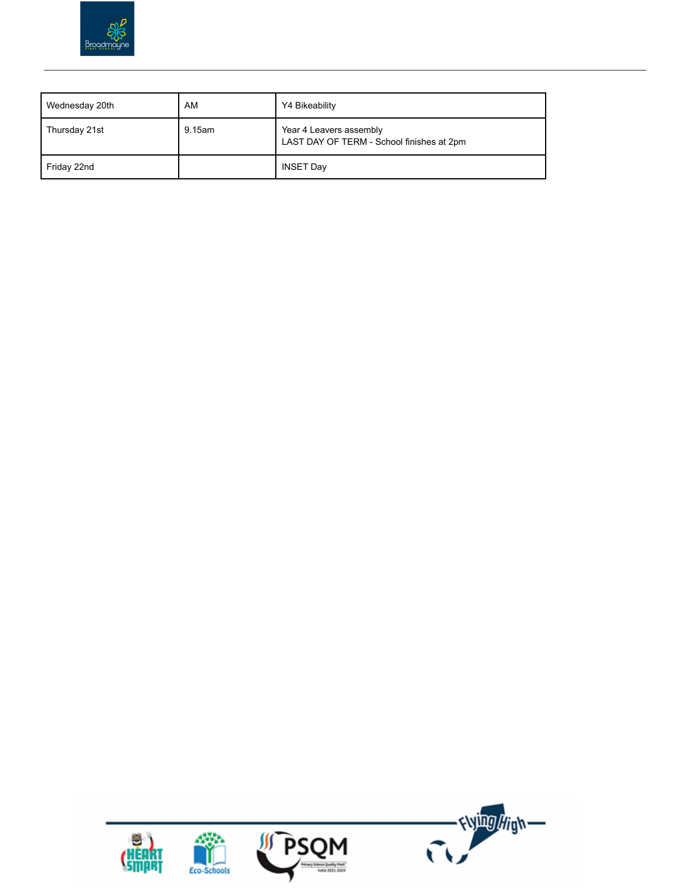| | | |
|---|---|---|
| Wednesday 20th | AM | Y4 Bikeability |
| Thursday 21st | 9.15am | Year 4 Leavers assembly<br>LAST DAY OF TERM - School finishes at 2pm |
| Friday 22nd | | INSET Day |